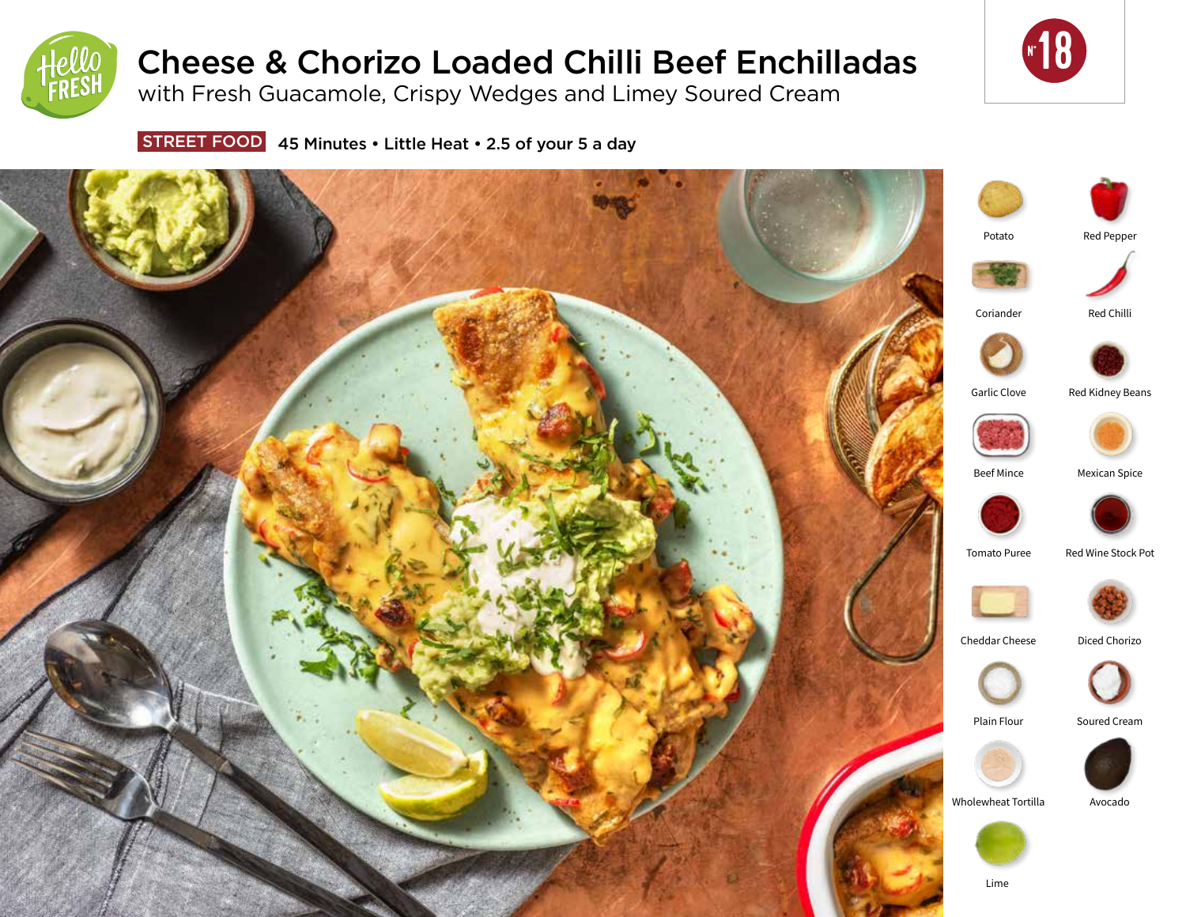# Cheese & Chorizo Loaded Chilli Beef Enchilladas

## with Fresh Guacamole, Crispy Wedges and Limey Soured Cream

N° 18

**STREET FOOD** 45 Minutes • Little Heat • 2.5 of your 5 a day

- Potato
- Red Pepper
- Coriander
- Red Chilli
- Garlic Clove
- Red Kidney Beans
- Beef Mince
- Mexican Spice
- Tomato Puree
- Red Wine Stock Pot
- Cheddar Cheese
- Diced Chorizo
- Plain Flour
- Soured Cream
- Wholewheat Tortilla
- Avocado
- Lime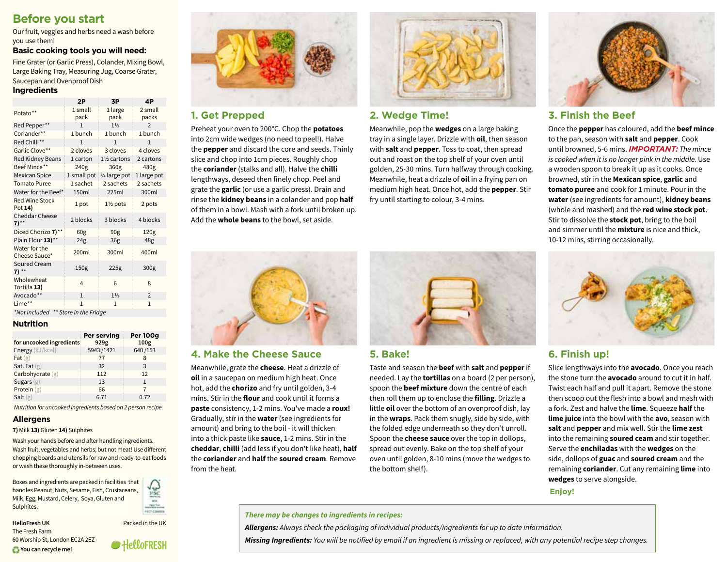## Before you start

Our fruit, veggies and herbs need a wash before you use them!

### Basic cooking tools you will need:

Fine Grater (or Garlic Press), Colander, Mixing Bowl, Large Baking Tray, Measuring Jug, Coarse Grater, Saucepan and Ovenproof Dish

### Ingredients

| | 2P | 3P | 4P |
|---|---|---|---|
| Potato** | 1 small pack | 1 large pack | 2 small packs |
| Red Pepper** | 1 | 1½ | 2 |
| Coriander** | 1 bunch | 1 bunch | 1 bunch |
| Red Chilli** | 1 | 1 | 1 |
| Garlic Clove** | 2 cloves | 3 cloves | 4 cloves |
| Red Kidney Beans | 1 carton | 1½ cartons | 2 cartons |
| Beef Mince** | 240g | 360g | 480g |
| Mexican Spice | 1 small pot | ¾ large pot | 1 large pot |
| Tomato Puree | 1 sachet | 2 sachets | 2 sachets |
| Water for the Beef* | 150ml | 225ml | 300ml |
| Red Wine Stock Pot **14)** | 1 pot | 1½ pots | 2 pots |
| Cheddar Cheese **7)**** | 2 blocks | 3 blocks | 4 blocks |
| Diced Chorizo **7)**** | 60g | 90g | 120g |
| Plain Flour **13)**** | 24g | 36g | 48g |
| Water for the Cheese Sauce* | 200ml | 300ml | 400ml |
| Soured Cream **7)** ** | 150g | 225g | 300g |
| Wholewheat Tortilla **13)** | 4 | 6 | 8 |
| Avocado** | 1 | 1½ | 2 |
| Lime** | 1 | 1 | 1 |

*\*Not Included \*\* Store in the Fridge*

### Nutrition

| for uncooked ingredients | Per serving 929g | Per 100g 100g |
|---|---|---|
| Energy (kJ/kcal) | 5943 /1421 | 640 /153 |
| Fat (g) | 77 | 8 |
| Sat. Fat (g) | 32 | 3 |
| Carbohydrate (g) | 112 | 12 |
| Sugars (g) | 13 | 1 |
| Protein (g) | 66 | 7 |
| Salt (g) | 6.71 | 0.72 |

*Nutrition for uncooked ingredients based on 2 person recipe.*

### Allergens

**7)** Milk **13)** Gluten **14)** Sulphites

Wash your hands before and after handling ingredients. Wash fruit, vegetables and herbs; but not meat! Use different chopping boards and utensils for raw and ready-to-eat foods or wash these thoroughly in-between uses.

Boxes and ingredients are packed in facilities that handles Peanut, Nuts, Sesame, Fish, Crustaceans, Milk, Egg, Mustard, Celery, Soya, Gluten and Sulphites.

**HelloFresh UK**
The Fresh Farm
60 Worship St, London EC2A 2EZ
**You can recycle me!**

Packed in the UK

## 1. Get Prepped

Preheat your oven to 200°C. Chop the **potatoes** into 2cm wide wedges (no need to peel!). Halve the **pepper** and discard the core and seeds. Thinly slice and chop into 1cm pieces. Roughly chop the **coriander** (stalks and all). Halve the **chilli** lengthways, deseed then finely chop. Peel and grate the **garlic** (or use a garlic press). Drain and rinse the **kidney beans** in a colander and pop **half** of them in a bowl. Mash with a fork until broken up. Add the **whole beans** to the bowl, set aside.

## 2. Wedge Time!

Meanwhile, pop the **wedges** on a large baking tray in a single layer. Drizzle with **oil**, then season with **salt** and **pepper**. Toss to coat, then spread out and roast on the top shelf of your oven until golden, 25-30 mins. Turn halfway through cooking. Meanwhile, heat a drizzle of **oil** in a frying pan on medium high heat. Once hot, add the **pepper**. Stir fry until starting to colour, 3-4 mins.

## 3. Finish the Beef

Once the **pepper** has coloured, add the **beef mince** to the pan, season with **salt** and **pepper**. Cook until browned, 5-6 mins. ***IMPORTANT:*** *The mince is cooked when it is no longer pink in the middle.* Use a wooden spoon to break it up as it cooks. Once browned, stir in the **Mexican spice**, **garlic** and **tomato puree** and cook for 1 minute. Pour in the **water** (see ingredients for amount), **kidney beans** (whole and mashed) and the **red wine stock pot**. Stir to dissolve the **stock pot**, bring to the boil and simmer until the **mixture** is nice and thick, 10-12 mins, stirring occasionally.

## 4. Make the Cheese Sauce

Meanwhile, grate the **cheese**. Heat a drizzle of **oil** in a saucepan on medium high heat. Once hot, add the **chorizo** and fry until golden, 3-4 mins. Stir in the **flour** and cook until it forms a **paste** consistency, 1-2 mins. You've made a **roux!** Gradually, stir in the **water** (see ingredients for amount) and bring to the boil - it will thicken into a thick paste like **sauce**, 1-2 mins. Stir in the **cheddar**, **chilli** (add less if you don't like heat), **half** the **coriander** and **half** the **soured cream**. Remove from the heat.

## 5. Bake!

Taste and season the **beef** with **salt** and **pepper** if needed. Lay the **tortillas** on a board (2 per person), spoon the **beef mixture** down the centre of each then roll them up to enclose the **filling**. Drizzle a little **oil** over the bottom of an ovenproof dish, lay in the **wraps**. Pack them snugly, side by side, with the folded edge underneath so they don't unroll. Spoon the **cheese sauce** over the top in dollops, spread out evenly. Bake on the top shelf of your oven until golden, 8-10 mins (move the wedges to the bottom shelf).

## 6. Finish up!

Slice lengthways into the **avocado**. Once you reach the stone turn the **avocado** around to cut it in half. Twist each half and pull it apart. Remove the stone then scoop out the flesh into a bowl and mash with a fork. Zest and halve the **lime**. Squeeze **half** the **lime juice** into the bowl with the **avo**, season with **salt** and **pepper** and mix well. Stir the **lime zest** into the remaining **soured cream** and stir together. Serve the **enchiladas** with the **wedges** on the side, dollops of **guac** and **soured cream** and the remaining **coriander**. Cut any remaining **lime** into **wedges** to serve alongside.

**Enjoy!**

***There may be changes to ingredients in recipes:***

***Allergens:*** *Always check the packaging of individual products/ingredients for up to date information.*

***Missing Ingredients:*** *You will be notified by email if an ingredient is missing or replaced, with any potential recipe step changes.*